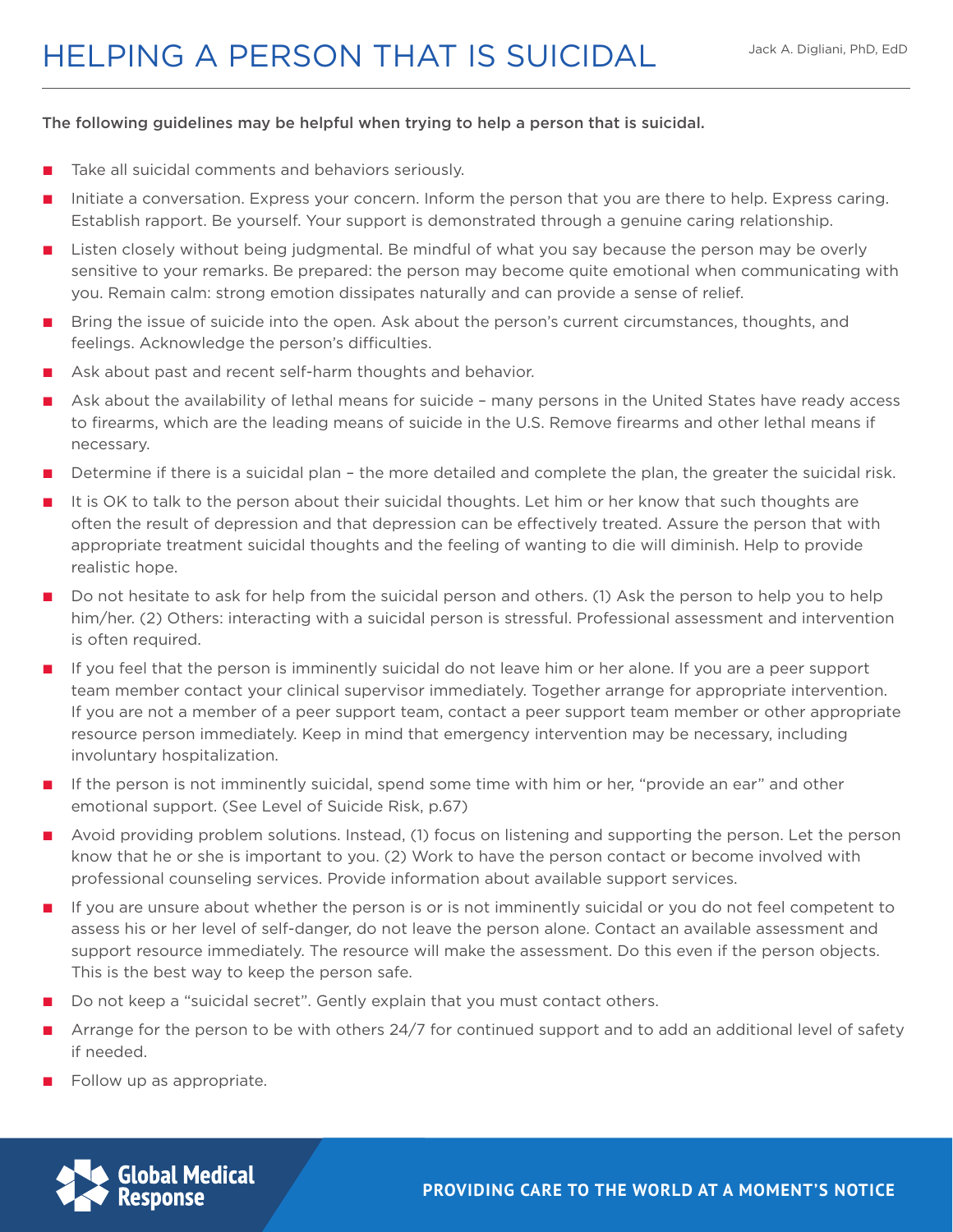# HELPING A PERSON THAT IS SUICIDAL

Jack A. Digliani, PhD, EdD

**The following guidelines may be helpful when trying to help a person that is suicidal.**

- Take all suicidal comments and behaviors seriously.
- Initiate a conversation. Express your concern. Inform the person that you are there to help. Express caring. Establish rapport. Be yourself. Your support is demonstrated through a genuine caring relationship.
- Listen closely without being judgmental. Be mindful of what you say because the person may be overly sensitive to your remarks. Be prepared: the person may become quite emotional when communicating with you. Remain calm: strong emotion dissipates naturally and can provide a sense of relief.
- Bring the issue of suicide into the open. Ask about the person's current circumstances, thoughts, and feelings. Acknowledge the person's difficulties.
- Ask about past and recent self-harm thoughts and behavior.
- Ask about the availability of lethal means for suicide – many persons in the United States have ready access to firearms, which are the leading means of suicide in the U.S. Remove firearms and other lethal means if necessary.
- Determine if there is a suicidal plan – the more detailed and complete the plan, the greater the suicidal risk.
- It is OK to talk to the person about their suicidal thoughts. Let him or her know that such thoughts are often the result of depression and that depression can be effectively treated. Assure the person that with appropriate treatment suicidal thoughts and the feeling of wanting to die will diminish. Help to provide realistic hope.
- Do not hesitate to ask for help from the suicidal person and others. (1) Ask the person to help you to help him/her. (2) Others: interacting with a suicidal person is stressful. Professional assessment and intervention is often required.
- If you feel that the person is imminently suicidal do not leave him or her alone. If you are a peer support team member contact your clinical supervisor immediately. Together arrange for appropriate intervention. If you are not a member of a peer support team, contact a peer support team member or other appropriate resource person immediately. Keep in mind that emergency intervention may be necessary, including involuntary hospitalization.
- If the person is not imminently suicidal, spend some time with him or her, "provide an ear" and other emotional support. (See Level of Suicide Risk, p.67)
- Avoid providing problem solutions. Instead, (1) focus on listening and supporting the person. Let the person know that he or she is important to you. (2) Work to have the person contact or become involved with professional counseling services. Provide information about available support services.
- If you are unsure about whether the person is or is not imminently suicidal or you do not feel competent to assess his or her level of self-danger, do not leave the person alone. Contact an available assessment and support resource immediately. The resource will make the assessment. Do this even if the person objects. This is the best way to keep the person safe.
- Do not keep a "suicidal secret". Gently explain that you must contact others.
- Arrange for the person to be with others 24/7 for continued support and to add an additional level of safety if needed.
- Follow up as appropriate.

Global Medical Response

**PROVIDING CARE TO THE WORLD AT A MOMENT'S NOTICE**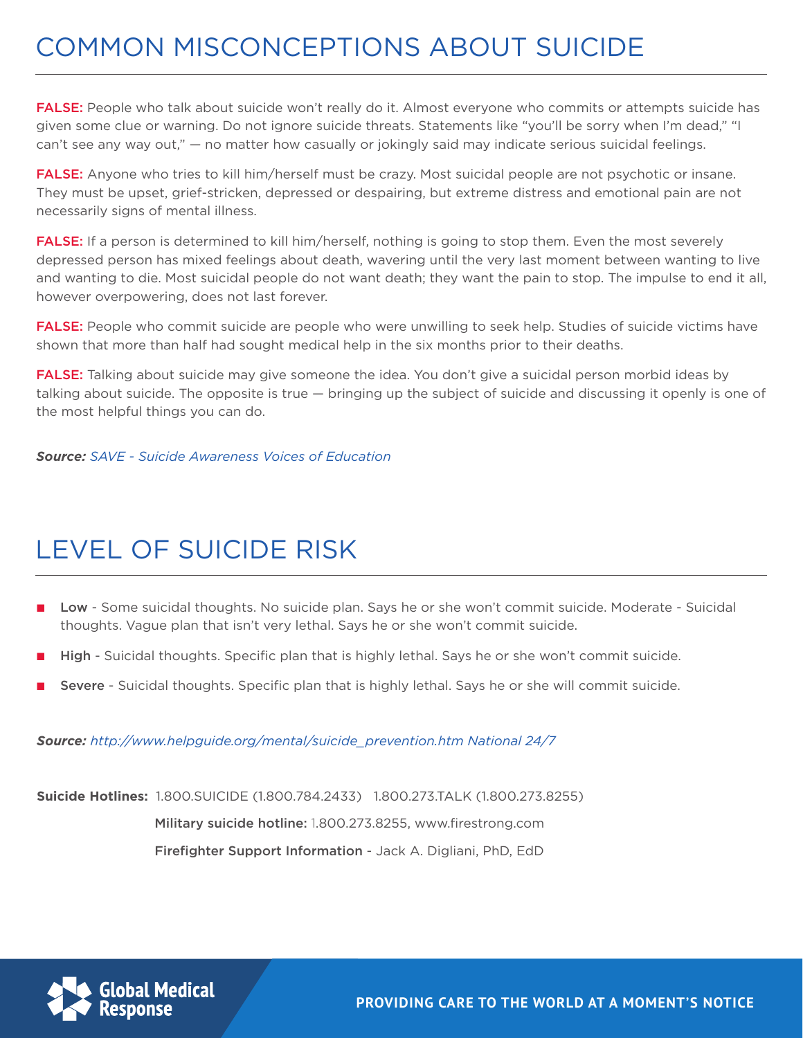# COMMON MISCONCEPTIONS ABOUT SUICIDE

**FALSE:** People who talk about suicide won't really do it. Almost everyone who commits or attempts suicide has given some clue or warning. Do not ignore suicide threats. Statements like "you'll be sorry when I'm dead," "I can't see any way out," — no matter how casually or jokingly said may indicate serious suicidal feelings.

**FALSE:** Anyone who tries to kill him/herself must be crazy. Most suicidal people are not psychotic or insane. They must be upset, grief-stricken, depressed or despairing, but extreme distress and emotional pain are not necessarily signs of mental illness.

**FALSE:** If a person is determined to kill him/herself, nothing is going to stop them. Even the most severely depressed person has mixed feelings about death, wavering until the very last moment between wanting to live and wanting to die. Most suicidal people do not want death; they want the pain to stop. The impulse to end it all, however overpowering, does not last forever.

**FALSE:** People who commit suicide are people who were unwilling to seek help. Studies of suicide victims have shown that more than half had sought medical help in the six months prior to their deaths.

**FALSE:** Talking about suicide may give someone the idea. You don't give a suicidal person morbid ideas by talking about suicide. The opposite is true — bringing up the subject of suicide and discussing it openly is one of the most helpful things you can do.

***Source:*** *SAVE - Suicide Awareness Voices of Education*

# LEVEL OF SUICIDE RISK

- **Low** - Some suicidal thoughts. No suicide plan. Says he or she won't commit suicide. Moderate - Suicidal thoughts. Vague plan that isn't very lethal. Says he or she won't commit suicide.
- **High** - Suicidal thoughts. Specific plan that is highly lethal. Says he or she won't commit suicide.
- **Severe** - Suicidal thoughts. Specific plan that is highly lethal. Says he or she will commit suicide.

***Source:*** *http://www.helpguide.org/mental/suicide_prevention.htm National 24/7*

**Suicide Hotlines:** 1.800.SUICIDE (1.800.784.2433) 1.800.273.TALK (1.800.273.8255)

**Military suicide hotline:** 1.800.273.8255, www.firestrong.com

**Firefighter Support Information** - Jack A. Digliani, PhD, EdD

Global Medical Response

PROVIDING CARE TO THE WORLD AT A MOMENT'S NOTICE